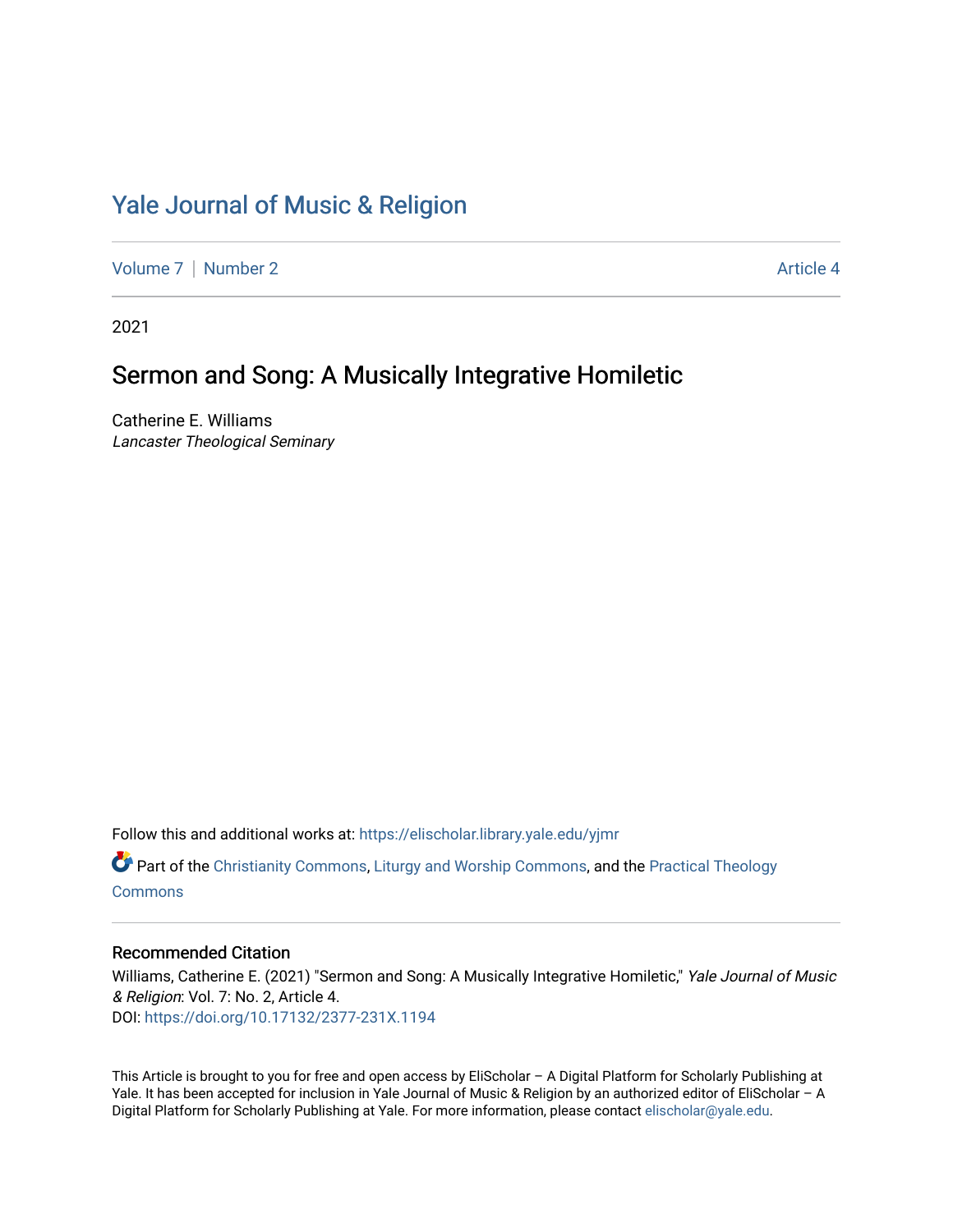# Yale Journal of Music & Religion

Volume 7 | Number 2 — Article 4

2021

## Sermon and Song: A Musically Integrative Homiletic

Catherine E. Williams
*Lancaster Theological Seminary*

Follow this and additional works at: https://elischolar.library.yale.edu/yjmr

Part of the Christianity Commons, Liturgy and Worship Commons, and the Practical Theology Commons

### Recommended Citation

Williams, Catherine E. (2021) "Sermon and Song: A Musically Integrative Homiletic," *Yale Journal of Music & Religion*: Vol. 7: No. 2, Article 4.
DOI: https://doi.org/10.17132/2377-231X.1194

This Article is brought to you for free and open access by EliScholar – A Digital Platform for Scholarly Publishing at Yale. It has been accepted for inclusion in Yale Journal of Music & Religion by an authorized editor of EliScholar – A Digital Platform for Scholarly Publishing at Yale. For more information, please contact elischolar@yale.edu.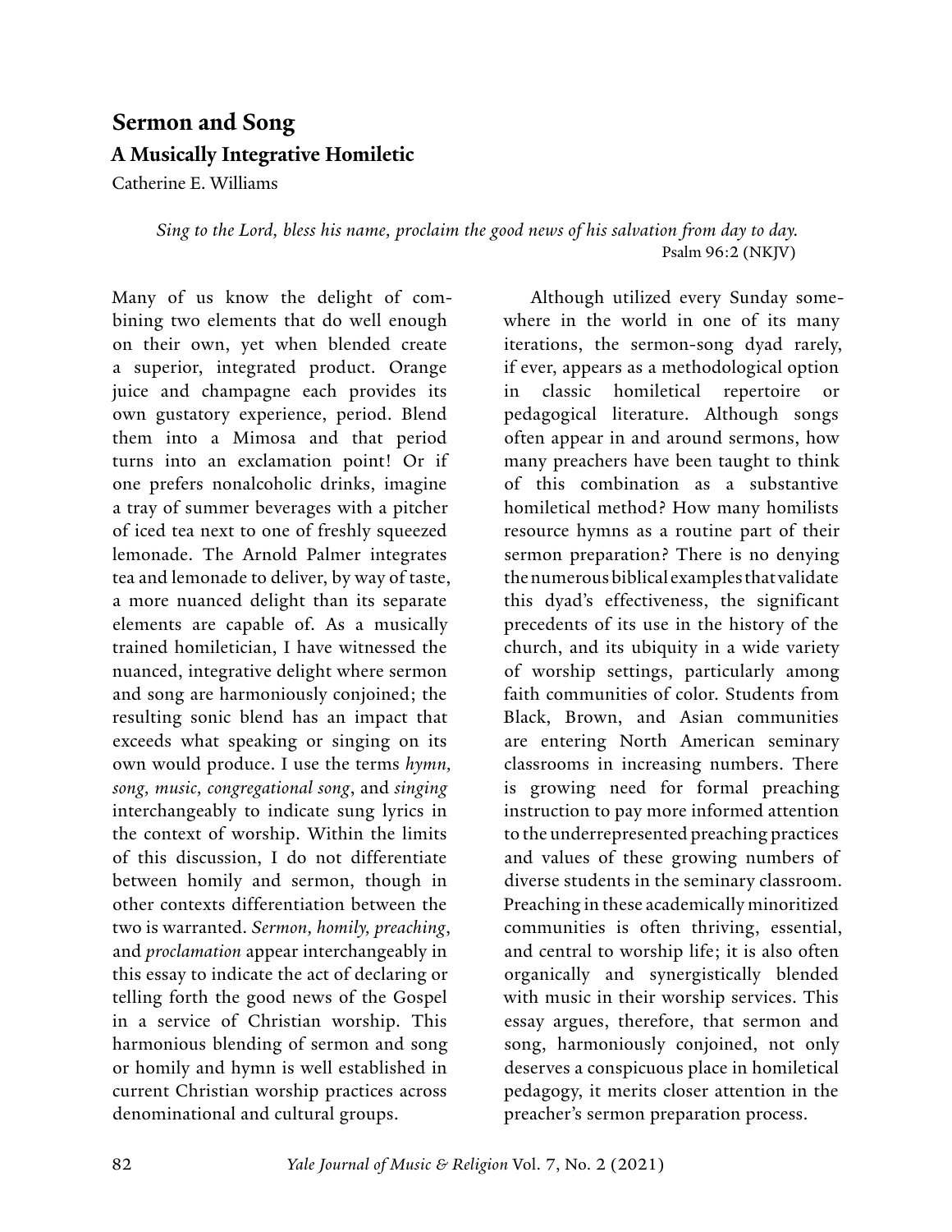# Sermon and Song

## A Musically Integrative Homiletic

Catherine E. Williams

> *Sing to the Lord, bless his name, proclaim the good news of his salvation from day to day.*
> Psalm 96:2 (NKJV)

Many of us know the delight of combining two elements that do well enough on their own, yet when blended create a superior, integrated product. Orange juice and champagne each provides its own gustatory experience, period. Blend them into a Mimosa and that period turns into an exclamation point! Or if one prefers nonalcoholic drinks, imagine a tray of summer beverages with a pitcher of iced tea next to one of freshly squeezed lemonade. The Arnold Palmer integrates tea and lemonade to deliver, by way of taste, a more nuanced delight than its separate elements are capable of. As a musically trained homiletician, I have witnessed the nuanced, integrative delight where sermon and song are harmoniously conjoined; the resulting sonic blend has an impact that exceeds what speaking or singing on its own would produce. I use the terms *hymn, song, music, congregational song*, and *singing* interchangeably to indicate sung lyrics in the context of worship. Within the limits of this discussion, I do not differentiate between homily and sermon, though in other contexts differentiation between the two is warranted. *Sermon, homily, preaching*, and *proclamation* appear interchangeably in this essay to indicate the act of declaring or telling forth the good news of the Gospel in a service of Christian worship. This harmonious blending of sermon and song or homily and hymn is well established in current Christian worship practices across denominational and cultural groups.

Although utilized every Sunday somewhere in the world in one of its many iterations, the sermon-song dyad rarely, if ever, appears as a methodological option in classic homiletical repertoire or pedagogical literature. Although songs often appear in and around sermons, how many preachers have been taught to think of this combination as a substantive homiletical method? How many homilists resource hymns as a routine part of their sermon preparation? There is no denying the numerous biblical examples that validate this dyad's effectiveness, the significant precedents of its use in the history of the church, and its ubiquity in a wide variety of worship settings, particularly among faith communities of color. Students from Black, Brown, and Asian communities are entering North American seminary classrooms in increasing numbers. There is growing need for formal preaching instruction to pay more informed attention to the underrepresented preaching practices and values of these growing numbers of diverse students in the seminary classroom. Preaching in these academically minoritized communities is often thriving, essential, and central to worship life; it is also often organically and synergistically blended with music in their worship services. This essay argues, therefore, that sermon and song, harmoniously conjoined, not only deserves a conspicuous place in homiletical pedagogy, it merits closer attention in the preacher's sermon preparation process.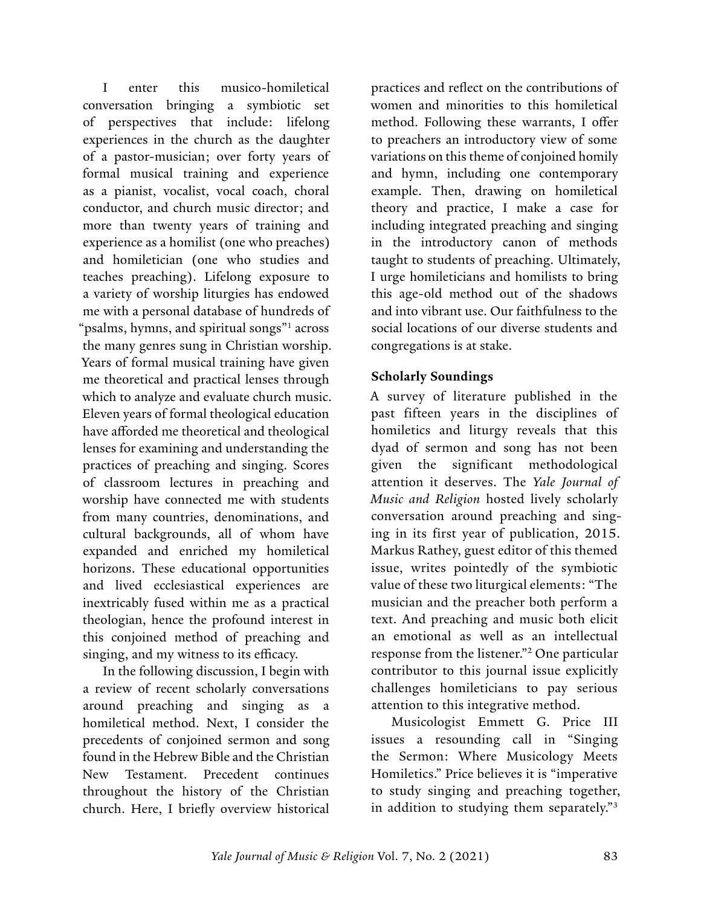I enter this musico-homiletical conversation bringing a symbiotic set of perspectives that include: lifelong experiences in the church as the daughter of a pastor-musician; over forty years of formal musical training and experience as a pianist, vocalist, vocal coach, choral conductor, and church music director; and more than twenty years of training and experience as a homilist (one who preaches) and homiletician (one who studies and teaches preaching). Lifelong exposure to a variety of worship liturgies has endowed me with a personal database of hundreds of "psalms, hymns, and spiritual songs"[1] across the many genres sung in Christian worship. Years of formal musical training have given me theoretical and practical lenses through which to analyze and evaluate church music. Eleven years of formal theological education have afforded me theoretical and theological lenses for examining and understanding the practices of preaching and singing. Scores of classroom lectures in preaching and worship have connected me with students from many countries, denominations, and cultural backgrounds, all of whom have expanded and enriched my homiletical horizons. These educational opportunities and lived ecclesiastical experiences are inextricably fused within me as a practical theologian, hence the profound interest in this conjoined method of preaching and singing, and my witness to its efficacy.

In the following discussion, I begin with a review of recent scholarly conversations around preaching and singing as a homiletical method. Next, I consider the precedents of conjoined sermon and song found in the Hebrew Bible and the Christian New Testament. Precedent continues throughout the history of the Christian church. Here, I briefly overview historical practices and reflect on the contributions of women and minorities to this homiletical method. Following these warrants, I offer to preachers an introductory view of some variations on this theme of conjoined homily and hymn, including one contemporary example. Then, drawing on homiletical theory and practice, I make a case for including integrated preaching and singing in the introductory canon of methods taught to students of preaching. Ultimately, I urge homileticians and homilists to bring this age-old method out of the shadows and into vibrant use. Our faithfulness to the social locations of our diverse students and congregations is at stake.

## Scholarly Soundings

A survey of literature published in the past fifteen years in the disciplines of homiletics and liturgy reveals that this dyad of sermon and song has not been given the significant methodological attention it deserves. The *Yale Journal of Music and Religion* hosted lively scholarly conversation around preaching and singing in its first year of publication, 2015. Markus Rathey, guest editor of this themed issue, writes pointedly of the symbiotic value of these two liturgical elements: "The musician and the preacher both perform a text. And preaching and music both elicit an emotional as well as an intellectual response from the listener."[2] One particular contributor to this journal issue explicitly challenges homileticians to pay serious attention to this integrative method.

Musicologist Emmett G. Price III issues a resounding call in "Singing the Sermon: Where Musicology Meets Homiletics." Price believes it is "imperative to study singing and preaching together, in addition to studying them separately."[3]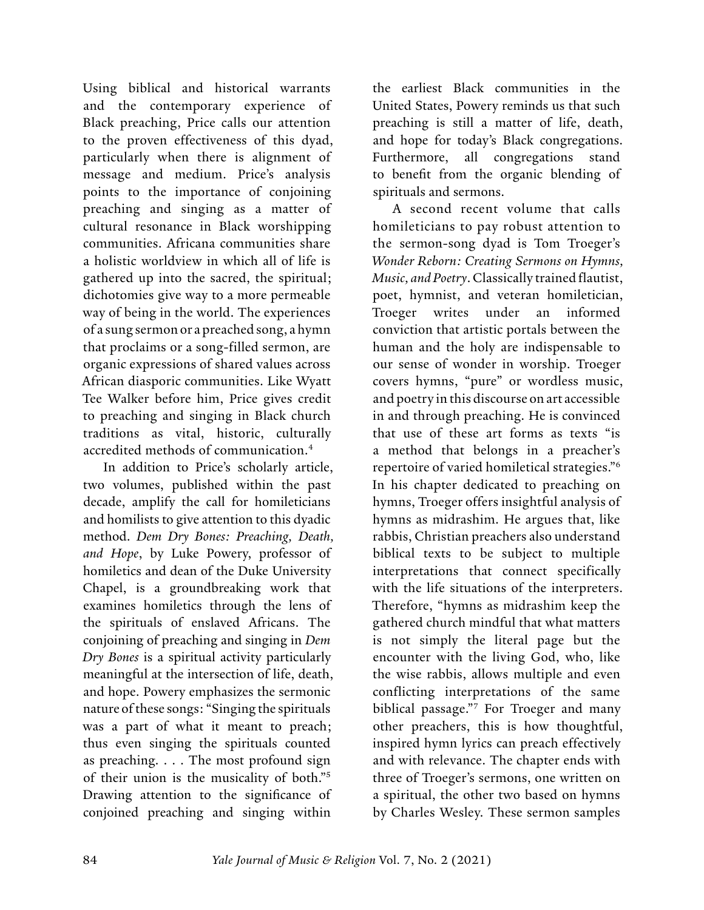Using biblical and historical warrants and the contemporary experience of Black preaching, Price calls our attention to the proven effectiveness of this dyad, particularly when there is alignment of message and medium. Price's analysis points to the importance of conjoining preaching and singing as a matter of cultural resonance in Black worshipping communities. Africana communities share a holistic worldview in which all of life is gathered up into the sacred, the spiritual; dichotomies give way to a more permeable way of being in the world. The experiences of a sung sermon or a preached song, a hymn that proclaims or a song-filled sermon, are organic expressions of shared values across African diasporic communities. Like Wyatt Tee Walker before him, Price gives credit to preaching and singing in Black church traditions as vital, historic, culturally accredited methods of communication.[4]

In addition to Price's scholarly article, two volumes, published within the past decade, amplify the call for homileticians and homilists to give attention to this dyadic method. *Dem Dry Bones: Preaching, Death, and Hope*, by Luke Powery, professor of homiletics and dean of the Duke University Chapel, is a groundbreaking work that examines homiletics through the lens of the spirituals of enslaved Africans. The conjoining of preaching and singing in *Dem Dry Bones* is a spiritual activity particularly meaningful at the intersection of life, death, and hope. Powery emphasizes the sermonic nature of these songs: "Singing the spirituals was a part of what it meant to preach; thus even singing the spirituals counted as preaching. . . . The most profound sign of their union is the musicality of both."[5] Drawing attention to the significance of conjoined preaching and singing within the earliest Black communities in the United States, Powery reminds us that such preaching is still a matter of life, death, and hope for today's Black congregations. Furthermore, all congregations stand to benefit from the organic blending of spirituals and sermons.

A second recent volume that calls homileticians to pay robust attention to the sermon-song dyad is Tom Troeger's *Wonder Reborn: Creating Sermons on Hymns, Music, and Poetry*. Classically trained flautist, poet, hymnist, and veteran homiletician, Troeger writes under an informed conviction that artistic portals between the human and the holy are indispensable to our sense of wonder in worship. Troeger covers hymns, "pure" or wordless music, and poetry in this discourse on art accessible in and through preaching. He is convinced that use of these art forms as texts "is a method that belongs in a preacher's repertoire of varied homiletical strategies."[6] In his chapter dedicated to preaching on hymns, Troeger offers insightful analysis of hymns as midrashim. He argues that, like rabbis, Christian preachers also understand biblical texts to be subject to multiple interpretations that connect specifically with the life situations of the interpreters. Therefore, "hymns as midrashim keep the gathered church mindful that what matters is not simply the literal page but the encounter with the living God, who, like the wise rabbis, allows multiple and even conflicting interpretations of the same biblical passage."[7] For Troeger and many other preachers, this is how thoughtful, inspired hymn lyrics can preach effectively and with relevance. The chapter ends with three of Troeger's sermons, one written on a spiritual, the other two based on hymns by Charles Wesley. These sermon samples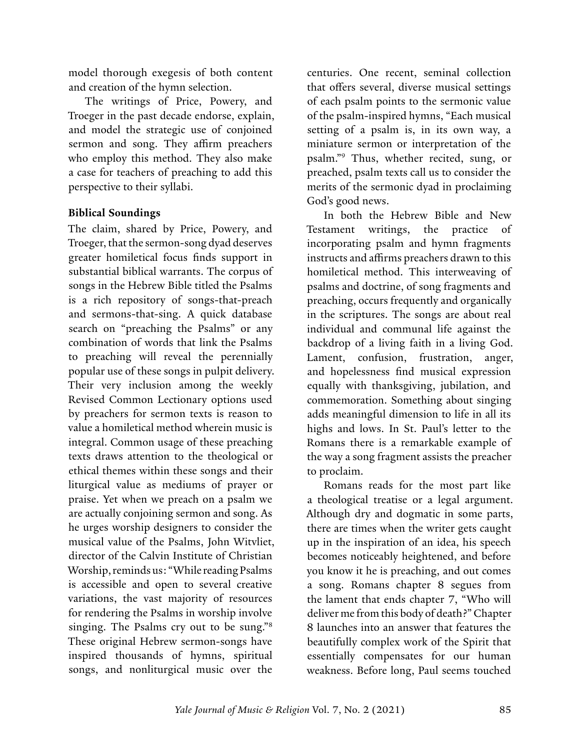model thorough exegesis of both content and creation of the hymn selection.

The writings of Price, Powery, and Troeger in the past decade endorse, explain, and model the strategic use of conjoined sermon and song. They affirm preachers who employ this method. They also make a case for teachers of preaching to add this perspective to their syllabi.

**Biblical Soundings**

The claim, shared by Price, Powery, and Troeger, that the sermon-song dyad deserves greater homiletical focus finds support in substantial biblical warrants. The corpus of songs in the Hebrew Bible titled the Psalms is a rich repository of songs-that-preach and sermons-that-sing. A quick database search on "preaching the Psalms" or any combination of words that link the Psalms to preaching will reveal the perennially popular use of these songs in pulpit delivery. Their very inclusion among the weekly Revised Common Lectionary options used by preachers for sermon texts is reason to value a homiletical method wherein music is integral. Common usage of these preaching texts draws attention to the theological or ethical themes within these songs and their liturgical value as mediums of prayer or praise. Yet when we preach on a psalm we are actually conjoining sermon and song. As he urges worship designers to consider the musical value of the Psalms, John Witvliet, director of the Calvin Institute of Christian Worship, reminds us: "While reading Psalms is accessible and open to several creative variations, the vast majority of resources for rendering the Psalms in worship involve singing. The Psalms cry out to be sung."[8] These original Hebrew sermon-songs have inspired thousands of hymns, spiritual songs, and nonliturgical music over the centuries. One recent, seminal collection that offers several, diverse musical settings of each psalm points to the sermonic value of the psalm-inspired hymns, "Each musical setting of a psalm is, in its own way, a miniature sermon or interpretation of the psalm."[9] Thus, whether recited, sung, or preached, psalm texts call us to consider the merits of the sermonic dyad in proclaiming God's good news.

In both the Hebrew Bible and New Testament writings, the practice of incorporating psalm and hymn fragments instructs and affirms preachers drawn to this homiletical method. This interweaving of psalms and doctrine, of song fragments and preaching, occurs frequently and organically in the scriptures. The songs are about real individual and communal life against the backdrop of a living faith in a living God. Lament, confusion, frustration, anger, and hopelessness find musical expression equally with thanksgiving, jubilation, and commemoration. Something about singing adds meaningful dimension to life in all its highs and lows. In St. Paul's letter to the Romans there is a remarkable example of the way a song fragment assists the preacher to proclaim.

Romans reads for the most part like a theological treatise or a legal argument. Although dry and dogmatic in some parts, there are times when the writer gets caught up in the inspiration of an idea, his speech becomes noticeably heightened, and before you know it he is preaching, and out comes a song. Romans chapter 8 segues from the lament that ends chapter 7, "Who will deliver me from this body of death?" Chapter 8 launches into an answer that features the beautifully complex work of the Spirit that essentially compensates for our human weakness. Before long, Paul seems touched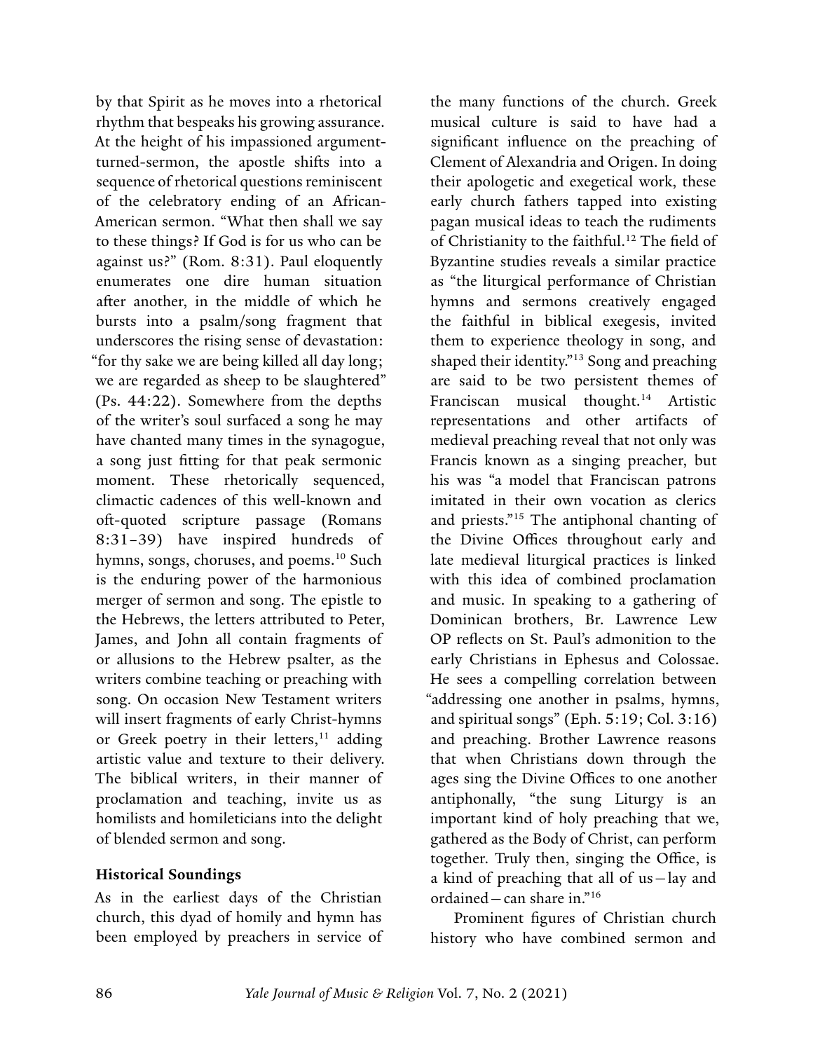by that Spirit as he moves into a rhetorical rhythm that bespeaks his growing assurance. At the height of his impassioned argument-turned-sermon, the apostle shifts into a sequence of rhetorical questions reminiscent of the celebratory ending of an African-American sermon. "What then shall we say to these things? If God is for us who can be against us?" (Rom. 8:31). Paul eloquently enumerates one dire human situation after another, in the middle of which he bursts into a psalm/song fragment that underscores the rising sense of devastation: "for thy sake we are being killed all day long; we are regarded as sheep to be slaughtered" (Ps. 44:22). Somewhere from the depths of the writer's soul surfaced a song he may have chanted many times in the synagogue, a song just fitting for that peak sermonic moment. These rhetorically sequenced, climactic cadences of this well-known and oft-quoted scripture passage (Romans 8:31–39) have inspired hundreds of hymns, songs, choruses, and poems.[10] Such is the enduring power of the harmonious merger of sermon and song. The epistle to the Hebrews, the letters attributed to Peter, James, and John all contain fragments of or allusions to the Hebrew psalter, as the writers combine teaching or preaching with song. On occasion New Testament writers will insert fragments of early Christ-hymns or Greek poetry in their letters,[11] adding artistic value and texture to their delivery. The biblical writers, in their manner of proclamation and teaching, invite us as homilists and homileticians into the delight of blended sermon and song.

**Historical Soundings**

As in the earliest days of the Christian church, this dyad of homily and hymn has been employed by preachers in service of the many functions of the church. Greek musical culture is said to have had a significant influence on the preaching of Clement of Alexandria and Origen. In doing their apologetic and exegetical work, these early church fathers tapped into existing pagan musical ideas to teach the rudiments of Christianity to the faithful.[12] The field of Byzantine studies reveals a similar practice as "the liturgical performance of Christian hymns and sermons creatively engaged the faithful in biblical exegesis, invited them to experience theology in song, and shaped their identity."[13] Song and preaching are said to be two persistent themes of Franciscan musical thought.[14] Artistic representations and other artifacts of medieval preaching reveal that not only was Francis known as a singing preacher, but his was "a model that Franciscan patrons imitated in their own vocation as clerics and priests."[15] The antiphonal chanting of the Divine Offices throughout early and late medieval liturgical practices is linked with this idea of combined proclamation and music. In speaking to a gathering of Dominican brothers, Br. Lawrence Lew OP reflects on St. Paul's admonition to the early Christians in Ephesus and Colossae. He sees a compelling correlation between "addressing one another in psalms, hymns, and spiritual songs" (Eph. 5:19; Col. 3:16) and preaching. Brother Lawrence reasons that when Christians down through the ages sing the Divine Offices to one another antiphonally, "the sung Liturgy is an important kind of holy preaching that we, gathered as the Body of Christ, can perform together. Truly then, singing the Office, is a kind of preaching that all of us—lay and ordained—can share in."[16]

Prominent figures of Christian church history who have combined sermon and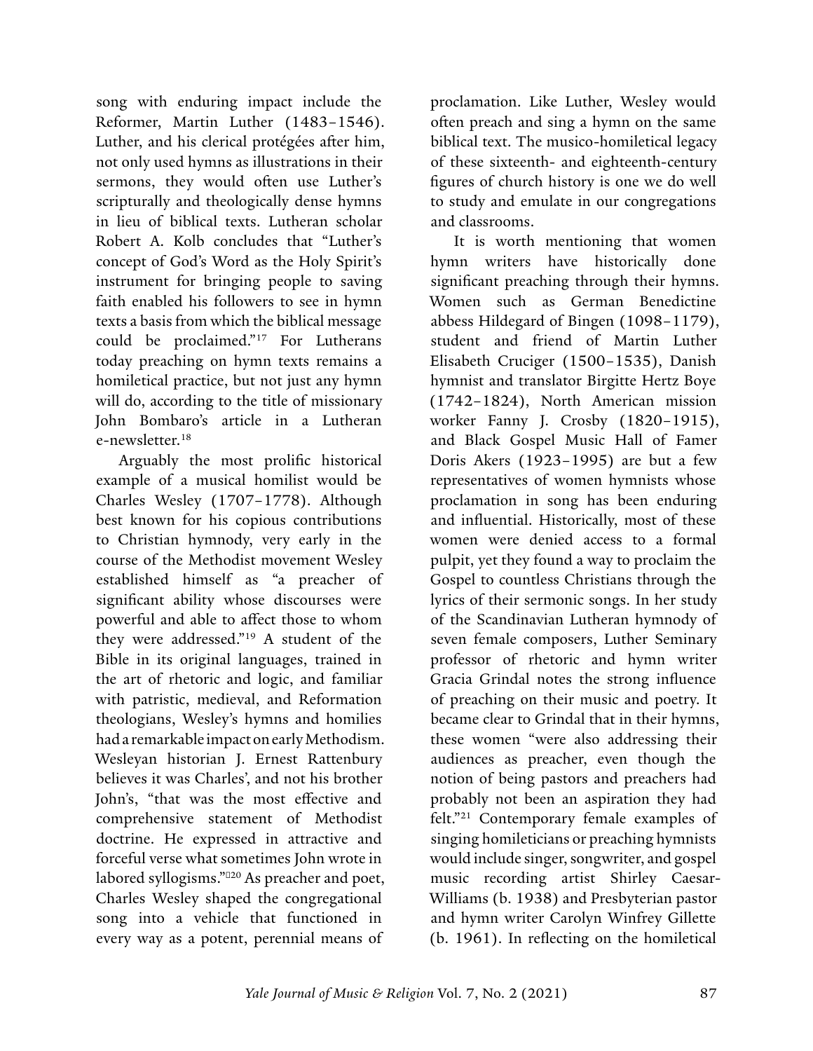song with enduring impact include the Reformer, Martin Luther (1483–1546). Luther, and his clerical protégées after him, not only used hymns as illustrations in their sermons, they would often use Luther's scripturally and theologically dense hymns in lieu of biblical texts. Lutheran scholar Robert A. Kolb concludes that "Luther's concept of God's Word as the Holy Spirit's instrument for bringing people to saving faith enabled his followers to see in hymn texts a basis from which the biblical message could be proclaimed."[17] For Lutherans today preaching on hymn texts remains a homiletical practice, but not just any hymn will do, according to the title of missionary John Bombaro's article in a Lutheran e-newsletter.[18]

Arguably the most prolific historical example of a musical homilist would be Charles Wesley (1707–1778). Although best known for his copious contributions to Christian hymnody, very early in the course of the Methodist movement Wesley established himself as "a preacher of significant ability whose discourses were powerful and able to affect those to whom they were addressed."[19] A student of the Bible in its original languages, trained in the art of rhetoric and logic, and familiar with patristic, medieval, and Reformation theologians, Wesley's hymns and homilies had a remarkable impact on early Methodism. Wesleyan historian J. Ernest Rattenbury believes it was Charles', and not his brother John's, "that was the most effective and comprehensive statement of Methodist doctrine. He expressed in attractive and forceful verse what sometimes John wrote in labored syllogisms."[20] As preacher and poet, Charles Wesley shaped the congregational song into a vehicle that functioned in every way as a potent, perennial means of proclamation. Like Luther, Wesley would often preach and sing a hymn on the same biblical text. The musico-homiletical legacy of these sixteenth- and eighteenth-century figures of church history is one we do well to study and emulate in our congregations and classrooms.

It is worth mentioning that women hymn writers have historically done significant preaching through their hymns. Women such as German Benedictine abbess Hildegard of Bingen (1098–1179), student and friend of Martin Luther Elisabeth Cruciger (1500–1535), Danish hymnist and translator Birgitte Hertz Boye (1742–1824), North American mission worker Fanny J. Crosby (1820–1915), and Black Gospel Music Hall of Famer Doris Akers (1923–1995) are but a few representatives of women hymnists whose proclamation in song has been enduring and influential. Historically, most of these women were denied access to a formal pulpit, yet they found a way to proclaim the Gospel to countless Christians through the lyrics of their sermonic songs. In her study of the Scandinavian Lutheran hymnody of seven female composers, Luther Seminary professor of rhetoric and hymn writer Gracia Grindal notes the strong influence of preaching on their music and poetry. It became clear to Grindal that in their hymns, these women "were also addressing their audiences as preacher, even though the notion of being pastors and preachers had probably not been an aspiration they had felt."[21] Contemporary female examples of singing homileticians or preaching hymnists would include singer, songwriter, and gospel music recording artist Shirley Caesar-Williams (b. 1938) and Presbyterian pastor and hymn writer Carolyn Winfrey Gillette (b. 1961). In reflecting on the homiletical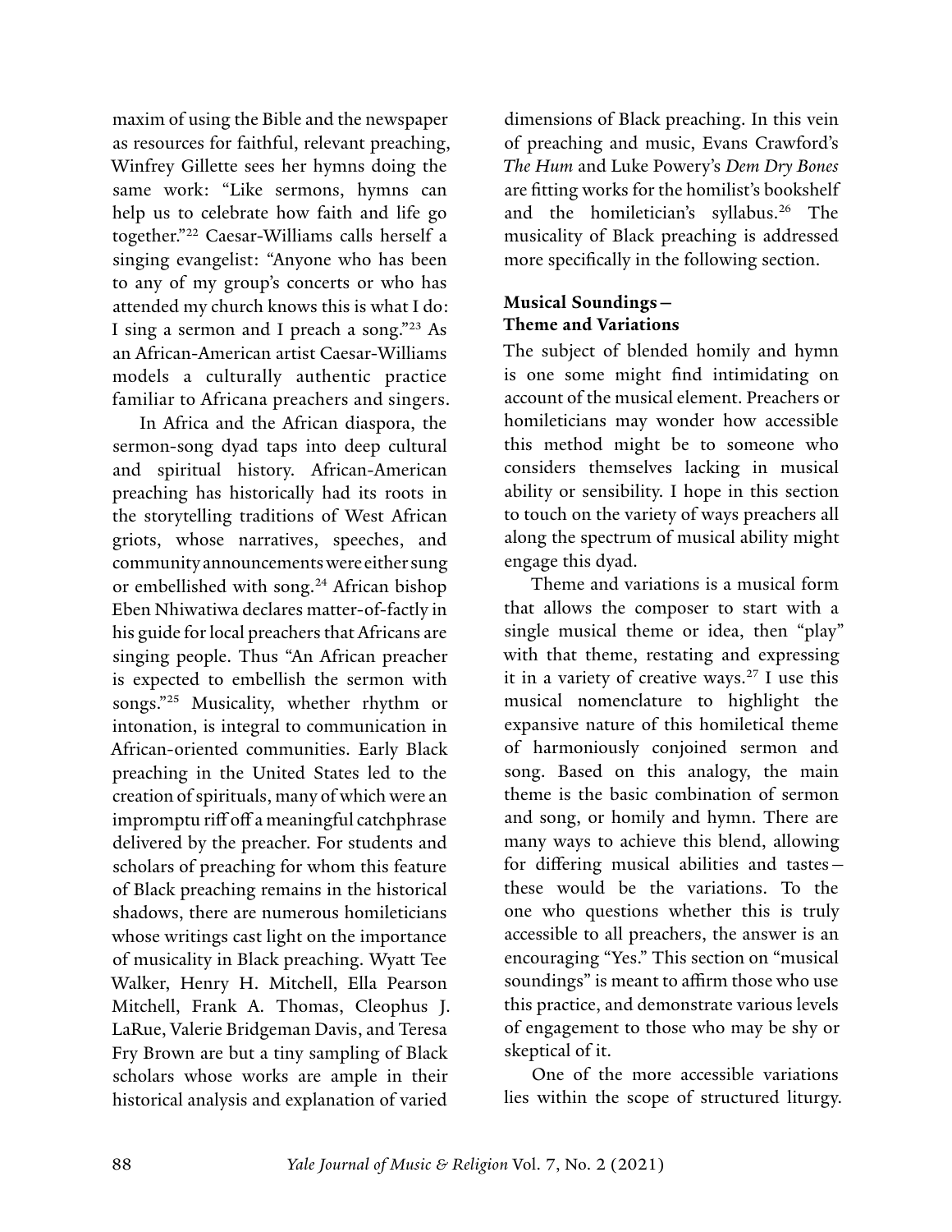maxim of using the Bible and the newspaper as resources for faithful, relevant preaching, Winfrey Gillette sees her hymns doing the same work: "Like sermons, hymns can help us to celebrate how faith and life go together."[22] Caesar-Williams calls herself a singing evangelist: "Anyone who has been to any of my group's concerts or who has attended my church knows this is what I do: I sing a sermon and I preach a song."[23] As an African-American artist Caesar-Williams models a culturally authentic practice familiar to Africana preachers and singers.

In Africa and the African diaspora, the sermon-song dyad taps into deep cultural and spiritual history. African-American preaching has historically had its roots in the storytelling traditions of West African griots, whose narratives, speeches, and community announcements were either sung or embellished with song.[24] African bishop Eben Nhiwatiwa declares matter-of-factly in his guide for local preachers that Africans are singing people. Thus "An African preacher is expected to embellish the sermon with songs."[25] Musicality, whether rhythm or intonation, is integral to communication in African-oriented communities. Early Black preaching in the United States led to the creation of spirituals, many of which were an impromptu riff off a meaningful catchphrase delivered by the preacher. For students and scholars of preaching for whom this feature of Black preaching remains in the historical shadows, there are numerous homileticians whose writings cast light on the importance of musicality in Black preaching. Wyatt Tee Walker, Henry H. Mitchell, Ella Pearson Mitchell, Frank A. Thomas, Cleophus J. LaRue, Valerie Bridgeman Davis, and Teresa Fry Brown are but a tiny sampling of Black scholars whose works are ample in their historical analysis and explanation of varied dimensions of Black preaching. In this vein of preaching and music, Evans Crawford's *The Hum* and Luke Powery's *Dem Dry Bones* are fitting works for the homilist's bookshelf and the homiletician's syllabus.[26] The musicality of Black preaching is addressed more specifically in the following section.

### Musical Soundings—Theme and Variations

The subject of blended homily and hymn is one some might find intimidating on account of the musical element. Preachers or homileticians may wonder how accessible this method might be to someone who considers themselves lacking in musical ability or sensibility. I hope in this section to touch on the variety of ways preachers all along the spectrum of musical ability might engage this dyad.

Theme and variations is a musical form that allows the composer to start with a single musical theme or idea, then "play" with that theme, restating and expressing it in a variety of creative ways.[27] I use this musical nomenclature to highlight the expansive nature of this homiletical theme of harmoniously conjoined sermon and song. Based on this analogy, the main theme is the basic combination of sermon and song, or homily and hymn. There are many ways to achieve this blend, allowing for differing musical abilities and tastes—these would be the variations. To the one who questions whether this is truly accessible to all preachers, the answer is an encouraging "Yes." This section on "musical soundings" is meant to affirm those who use this practice, and demonstrate various levels of engagement to those who may be shy or skeptical of it.

One of the more accessible variations lies within the scope of structured liturgy.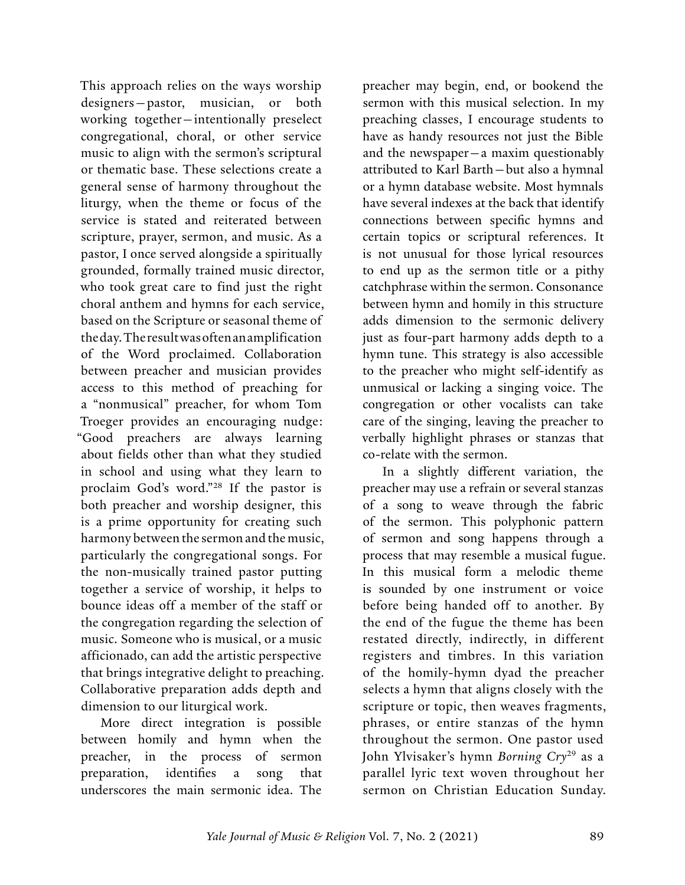This approach relies on the ways worship designers—pastor, musician, or both working together—intentionally preselect congregational, choral, or other service music to align with the sermon's scriptural or thematic base. These selections create a general sense of harmony throughout the liturgy, when the theme or focus of the service is stated and reiterated between scripture, prayer, sermon, and music. As a pastor, I once served alongside a spiritually grounded, formally trained music director, who took great care to find just the right choral anthem and hymns for each service, based on the Scripture or seasonal theme of the day. The result was often an amplification of the Word proclaimed. Collaboration between preacher and musician provides access to this method of preaching for a "nonmusical" preacher, for whom Tom Troeger provides an encouraging nudge: "Good preachers are always learning about fields other than what they studied in school and using what they learn to proclaim God's word."[28] If the pastor is both preacher and worship designer, this is a prime opportunity for creating such harmony between the sermon and the music, particularly the congregational songs. For the non-musically trained pastor putting together a service of worship, it helps to bounce ideas off a member of the staff or the congregation regarding the selection of music. Someone who is musical, or a music afficionado, can add the artistic perspective that brings integrative delight to preaching. Collaborative preparation adds depth and dimension to our liturgical work.

More direct integration is possible between homily and hymn when the preacher, in the process of sermon preparation, identifies a song that underscores the main sermonic idea. The preacher may begin, end, or bookend the sermon with this musical selection. In my preaching classes, I encourage students to have as handy resources not just the Bible and the newspaper—a maxim questionably attributed to Karl Barth—but also a hymnal or a hymn database website. Most hymnals have several indexes at the back that identify connections between specific hymns and certain topics or scriptural references. It is not unusual for those lyrical resources to end up as the sermon title or a pithy catchphrase within the sermon. Consonance between hymn and homily in this structure adds dimension to the sermonic delivery just as four-part harmony adds depth to a hymn tune. This strategy is also accessible to the preacher who might self-identify as unmusical or lacking a singing voice. The congregation or other vocalists can take care of the singing, leaving the preacher to verbally highlight phrases or stanzas that co-relate with the sermon.

In a slightly different variation, the preacher may use a refrain or several stanzas of a song to weave through the fabric of the sermon. This polyphonic pattern of sermon and song happens through a process that may resemble a musical fugue. In this musical form a melodic theme is sounded by one instrument or voice before being handed off to another. By the end of the fugue the theme has been restated directly, indirectly, in different registers and timbres. In this variation of the homily-hymn dyad the preacher selects a hymn that aligns closely with the scripture or topic, then weaves fragments, phrases, or entire stanzas of the hymn throughout the sermon. One pastor used John Ylvisaker's hymn *Borning Cry*[29] as a parallel lyric text woven throughout her sermon on Christian Education Sunday.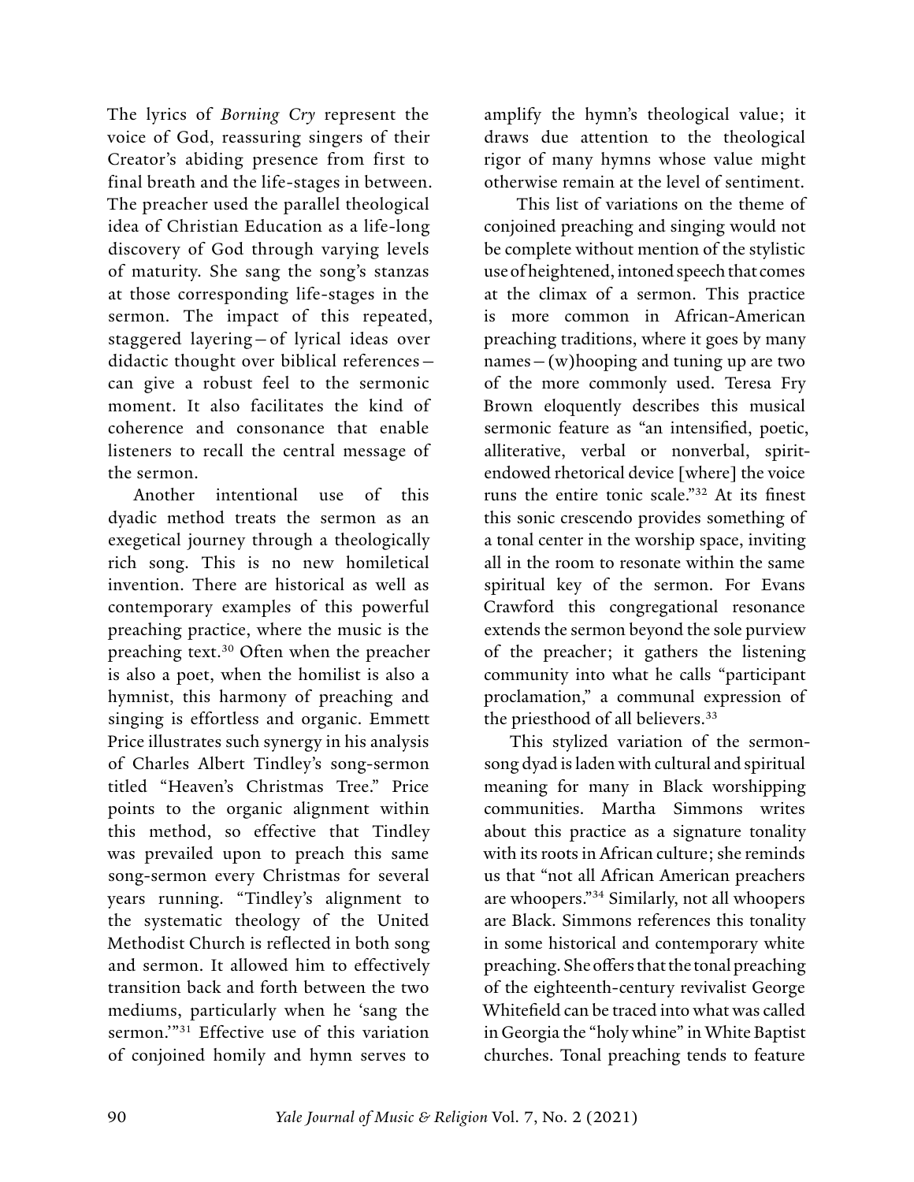The lyrics of *Borning Cry* represent the voice of God, reassuring singers of their Creator's abiding presence from first to final breath and the life-stages in between. The preacher used the parallel theological idea of Christian Education as a life-long discovery of God through varying levels of maturity. She sang the song's stanzas at those corresponding life-stages in the sermon. The impact of this repeated, staggered layering—of lyrical ideas over didactic thought over biblical references—can give a robust feel to the sermonic moment. It also facilitates the kind of coherence and consonance that enable listeners to recall the central message of the sermon.

Another intentional use of this dyadic method treats the sermon as an exegetical journey through a theologically rich song. This is no new homiletical invention. There are historical as well as contemporary examples of this powerful preaching practice, where the music is the preaching text.[30] Often when the preacher is also a poet, when the homilist is also a hymnist, this harmony of preaching and singing is effortless and organic. Emmett Price illustrates such synergy in his analysis of Charles Albert Tindley's song-sermon titled "Heaven's Christmas Tree." Price points to the organic alignment within this method, so effective that Tindley was prevailed upon to preach this same song-sermon every Christmas for several years running. "Tindley's alignment to the systematic theology of the United Methodist Church is reflected in both song and sermon. It allowed him to effectively transition back and forth between the two mediums, particularly when he 'sang the sermon.'"[31] Effective use of this variation of conjoined homily and hymn serves to amplify the hymn's theological value; it draws due attention to the theological rigor of many hymns whose value might otherwise remain at the level of sentiment.

This list of variations on the theme of conjoined preaching and singing would not be complete without mention of the stylistic use of heightened, intoned speech that comes at the climax of a sermon. This practice is more common in African-American preaching traditions, where it goes by many names—(w)hooping and tuning up are two of the more commonly used. Teresa Fry Brown eloquently describes this musical sermonic feature as "an intensified, poetic, alliterative, verbal or nonverbal, spirit-endowed rhetorical device [where] the voice runs the entire tonic scale."[32] At its finest this sonic crescendo provides something of a tonal center in the worship space, inviting all in the room to resonate within the same spiritual key of the sermon. For Evans Crawford this congregational resonance extends the sermon beyond the sole purview of the preacher; it gathers the listening community into what he calls "participant proclamation," a communal expression of the priesthood of all believers.[33]

This stylized variation of the sermon-song dyad is laden with cultural and spiritual meaning for many in Black worshipping communities. Martha Simmons writes about this practice as a signature tonality with its roots in African culture; she reminds us that "not all African American preachers are whoopers."[34] Similarly, not all whoopers are Black. Simmons references this tonality in some historical and contemporary white preaching. She offers that the tonal preaching of the eighteenth-century revivalist George Whitefield can be traced into what was called in Georgia the "holy whine" in White Baptist churches. Tonal preaching tends to feature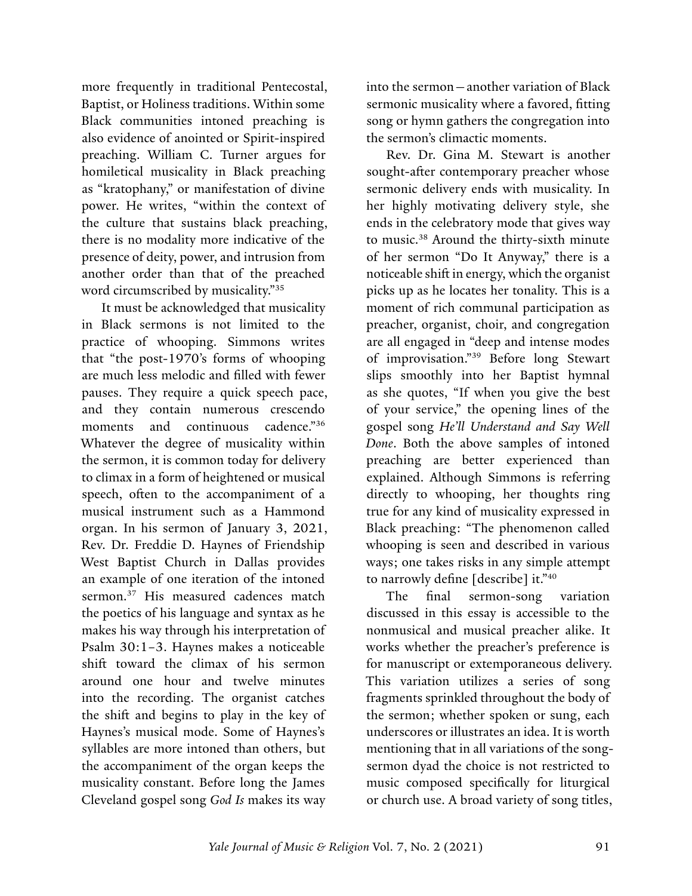more frequently in traditional Pentecostal, Baptist, or Holiness traditions. Within some Black communities intoned preaching is also evidence of anointed or Spirit-inspired preaching. William C. Turner argues for homiletical musicality in Black preaching as "kratophany," or manifestation of divine power. He writes, "within the context of the culture that sustains black preaching, there is no modality more indicative of the presence of deity, power, and intrusion from another order than that of the preached word circumscribed by musicality."[35]

It must be acknowledged that musicality in Black sermons is not limited to the practice of whooping. Simmons writes that "the post-1970's forms of whooping are much less melodic and filled with fewer pauses. They require a quick speech pace, and they contain numerous crescendo moments and continuous cadence."[36] Whatever the degree of musicality within the sermon, it is common today for delivery to climax in a form of heightened or musical speech, often to the accompaniment of a musical instrument such as a Hammond organ. In his sermon of January 3, 2021, Rev. Dr. Freddie D. Haynes of Friendship West Baptist Church in Dallas provides an example of one iteration of the intoned sermon.[37] His measured cadences match the poetics of his language and syntax as he makes his way through his interpretation of Psalm 30:1–3. Haynes makes a noticeable shift toward the climax of his sermon around one hour and twelve minutes into the recording. The organist catches the shift and begins to play in the key of Haynes's musical mode. Some of Haynes's syllables are more intoned than others, but the accompaniment of the organ keeps the musicality constant. Before long the James Cleveland gospel song *God Is* makes its way into the sermon—another variation of Black sermonic musicality where a favored, fitting song or hymn gathers the congregation into the sermon's climactic moments.

Rev. Dr. Gina M. Stewart is another sought-after contemporary preacher whose sermonic delivery ends with musicality. In her highly motivating delivery style, she ends in the celebratory mode that gives way to music.[38] Around the thirty-sixth minute of her sermon "Do It Anyway," there is a noticeable shift in energy, which the organist picks up as he locates her tonality. This is a moment of rich communal participation as preacher, organist, choir, and congregation are all engaged in "deep and intense modes of improvisation."[39] Before long Stewart slips smoothly into her Baptist hymnal as she quotes, "If when you give the best of your service," the opening lines of the gospel song *He'll Understand and Say Well Done*. Both the above samples of intoned preaching are better experienced than explained. Although Simmons is referring directly to whooping, her thoughts ring true for any kind of musicality expressed in Black preaching: "The phenomenon called whooping is seen and described in various ways; one takes risks in any simple attempt to narrowly define [describe] it."[40]

The final sermon-song variation discussed in this essay is accessible to the nonmusical and musical preacher alike. It works whether the preacher's preference is for manuscript or extemporaneous delivery. This variation utilizes a series of song fragments sprinkled throughout the body of the sermon; whether spoken or sung, each underscores or illustrates an idea. It is worth mentioning that in all variations of the song-sermon dyad the choice is not restricted to music composed specifically for liturgical or church use. A broad variety of song titles,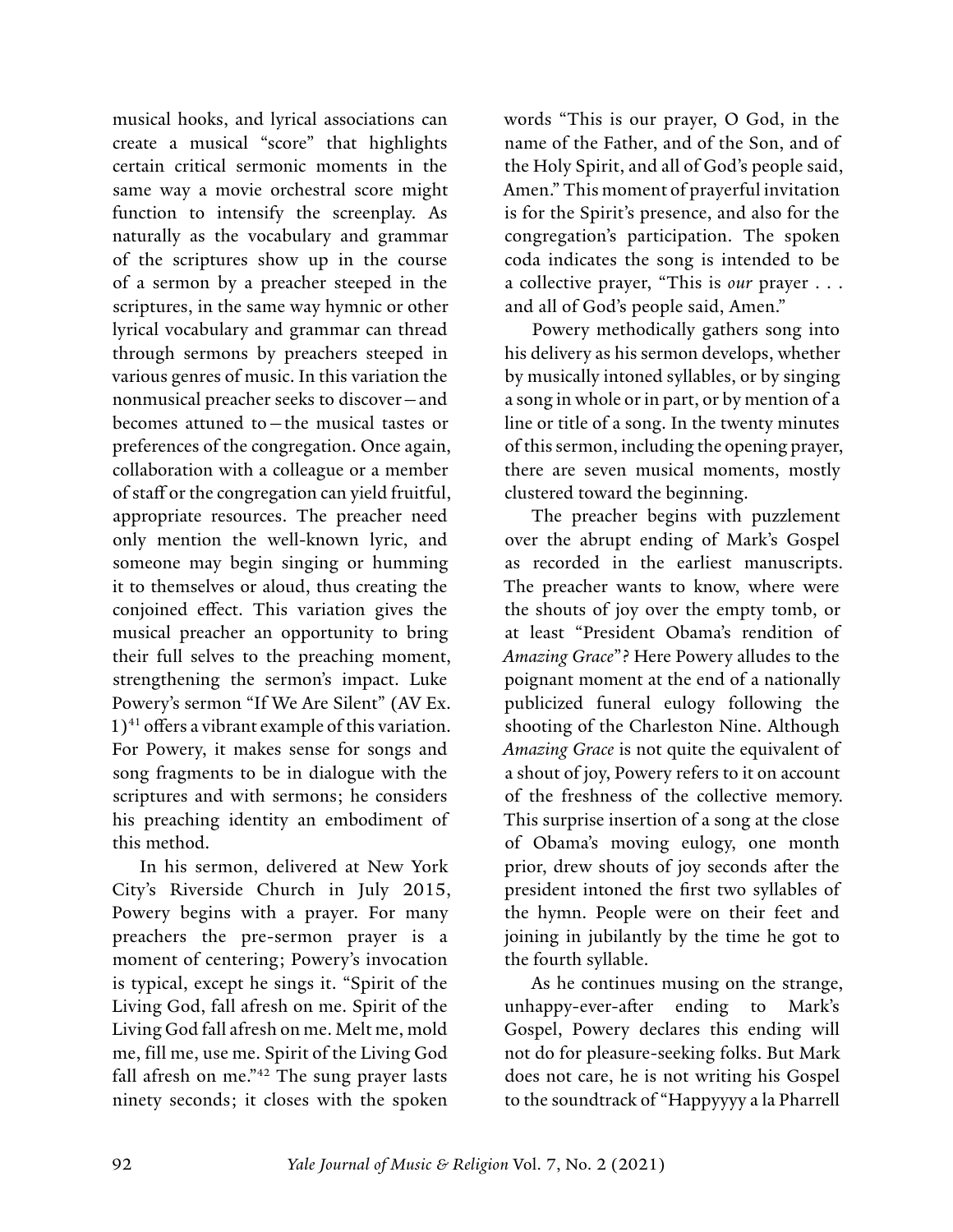musical hooks, and lyrical associations can create a musical "score" that highlights certain critical sermonic moments in the same way a movie orchestral score might function to intensify the screenplay. As naturally as the vocabulary and grammar of the scriptures show up in the course of a sermon by a preacher steeped in the scriptures, in the same way hymnic or other lyrical vocabulary and grammar can thread through sermons by preachers steeped in various genres of music. In this variation the nonmusical preacher seeks to discover—and becomes attuned to—the musical tastes or preferences of the congregation. Once again, collaboration with a colleague or a member of staff or the congregation can yield fruitful, appropriate resources. The preacher need only mention the well-known lyric, and someone may begin singing or humming it to themselves or aloud, thus creating the conjoined effect. This variation gives the musical preacher an opportunity to bring their full selves to the preaching moment, strengthening the sermon's impact. Luke Powery's sermon "If We Are Silent" (AV Ex. 1)[41] offers a vibrant example of this variation. For Powery, it makes sense for songs and song fragments to be in dialogue with the scriptures and with sermons; he considers his preaching identity an embodiment of this method.

In his sermon, delivered at New York City's Riverside Church in July 2015, Powery begins with a prayer. For many preachers the pre-sermon prayer is a moment of centering; Powery's invocation is typical, except he sings it. "Spirit of the Living God, fall afresh on me. Spirit of the Living God fall afresh on me. Melt me, mold me, fill me, use me. Spirit of the Living God fall afresh on me."[42] The sung prayer lasts ninety seconds; it closes with the spoken words "This is our prayer, O God, in the name of the Father, and of the Son, and of the Holy Spirit, and all of God's people said, Amen." This moment of prayerful invitation is for the Spirit's presence, and also for the congregation's participation. The spoken coda indicates the song is intended to be a collective prayer, "This is *our* prayer . . . and all of God's people said, Amen."

Powery methodically gathers song into his delivery as his sermon develops, whether by musically intoned syllables, or by singing a song in whole or in part, or by mention of a line or title of a song. In the twenty minutes of this sermon, including the opening prayer, there are seven musical moments, mostly clustered toward the beginning.

The preacher begins with puzzlement over the abrupt ending of Mark's Gospel as recorded in the earliest manuscripts. The preacher wants to know, where were the shouts of joy over the empty tomb, or at least "President Obama's rendition of *Amazing Grace*"? Here Powery alludes to the poignant moment at the end of a nationally publicized funeral eulogy following the shooting of the Charleston Nine. Although *Amazing Grace* is not quite the equivalent of a shout of joy, Powery refers to it on account of the freshness of the collective memory. This surprise insertion of a song at the close of Obama's moving eulogy, one month prior, drew shouts of joy seconds after the president intoned the first two syllables of the hymn. People were on their feet and joining in jubilantly by the time he got to the fourth syllable.

As he continues musing on the strange, unhappy-ever-after ending to Mark's Gospel, Powery declares this ending will not do for pleasure-seeking folks. But Mark does not care, he is not writing his Gospel to the soundtrack of "Happyyyy a la Pharrell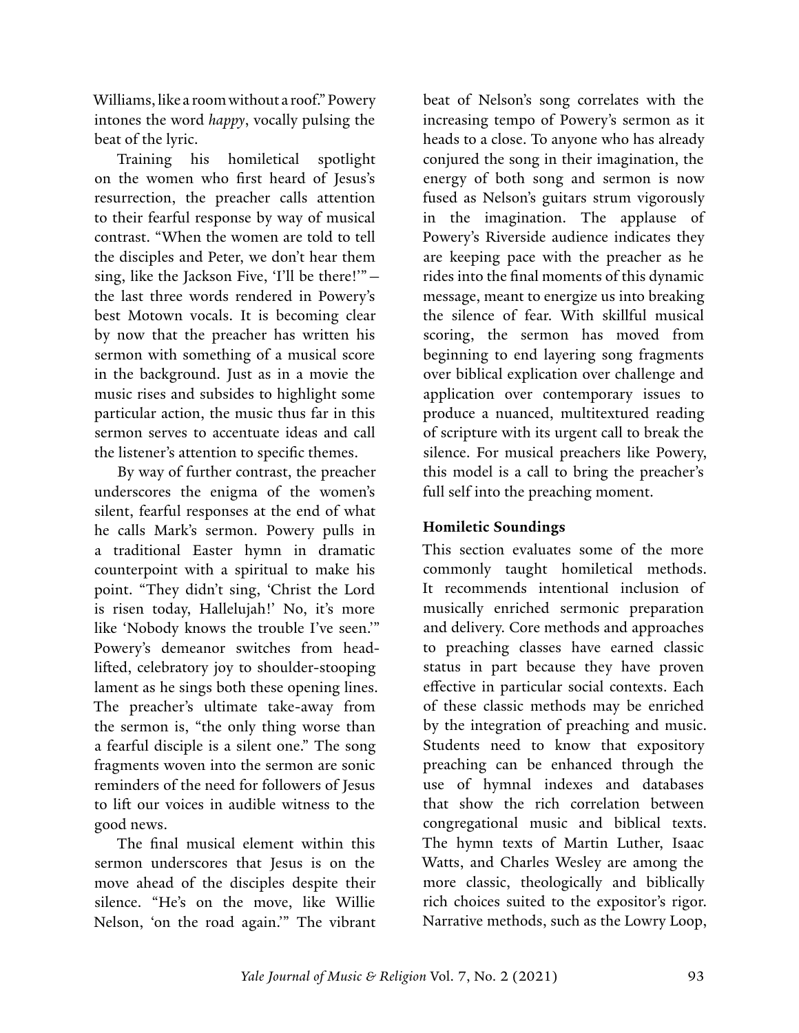Williams, like a room without a roof." Powery intones the word *happy*, vocally pulsing the beat of the lyric.

Training his homiletical spotlight on the women who first heard of Jesus's resurrection, the preacher calls attention to their fearful response by way of musical contrast. "When the women are told to tell the disciples and Peter, we don't hear them sing, like the Jackson Five, 'I'll be there!'"—the last three words rendered in Powery's best Motown vocals. It is becoming clear by now that the preacher has written his sermon with something of a musical score in the background. Just as in a movie the music rises and subsides to highlight some particular action, the music thus far in this sermon serves to accentuate ideas and call the listener's attention to specific themes.

By way of further contrast, the preacher underscores the enigma of the women's silent, fearful responses at the end of what he calls Mark's sermon. Powery pulls in a traditional Easter hymn in dramatic counterpoint with a spiritual to make his point. "They didn't sing, 'Christ the Lord is risen today, Hallelujah!' No, it's more like 'Nobody knows the trouble I've seen.'" Powery's demeanor switches from head-lifted, celebratory joy to shoulder-stooping lament as he sings both these opening lines. The preacher's ultimate take-away from the sermon is, "the only thing worse than a fearful disciple is a silent one." The song fragments woven into the sermon are sonic reminders of the need for followers of Jesus to lift our voices in audible witness to the good news.

The final musical element within this sermon underscores that Jesus is on the move ahead of the disciples despite their silence. "He's on the move, like Willie Nelson, 'on the road again.'" The vibrant beat of Nelson's song correlates with the increasing tempo of Powery's sermon as it heads to a close. To anyone who has already conjured the song in their imagination, the energy of both song and sermon is now fused as Nelson's guitars strum vigorously in the imagination. The applause of Powery's Riverside audience indicates they are keeping pace with the preacher as he rides into the final moments of this dynamic message, meant to energize us into breaking the silence of fear. With skillful musical scoring, the sermon has moved from beginning to end layering song fragments over biblical explication over challenge and application over contemporary issues to produce a nuanced, multitextured reading of scripture with its urgent call to break the silence. For musical preachers like Powery, this model is a call to bring the preacher's full self into the preaching moment.

### Homiletic Soundings

This section evaluates some of the more commonly taught homiletical methods. It recommends intentional inclusion of musically enriched sermonic preparation and delivery. Core methods and approaches to preaching classes have earned classic status in part because they have proven effective in particular social contexts. Each of these classic methods may be enriched by the integration of preaching and music. Students need to know that expository preaching can be enhanced through the use of hymnal indexes and databases that show the rich correlation between congregational music and biblical texts. The hymn texts of Martin Luther, Isaac Watts, and Charles Wesley are among the more classic, theologically and biblically rich choices suited to the expositor's rigor. Narrative methods, such as the Lowry Loop,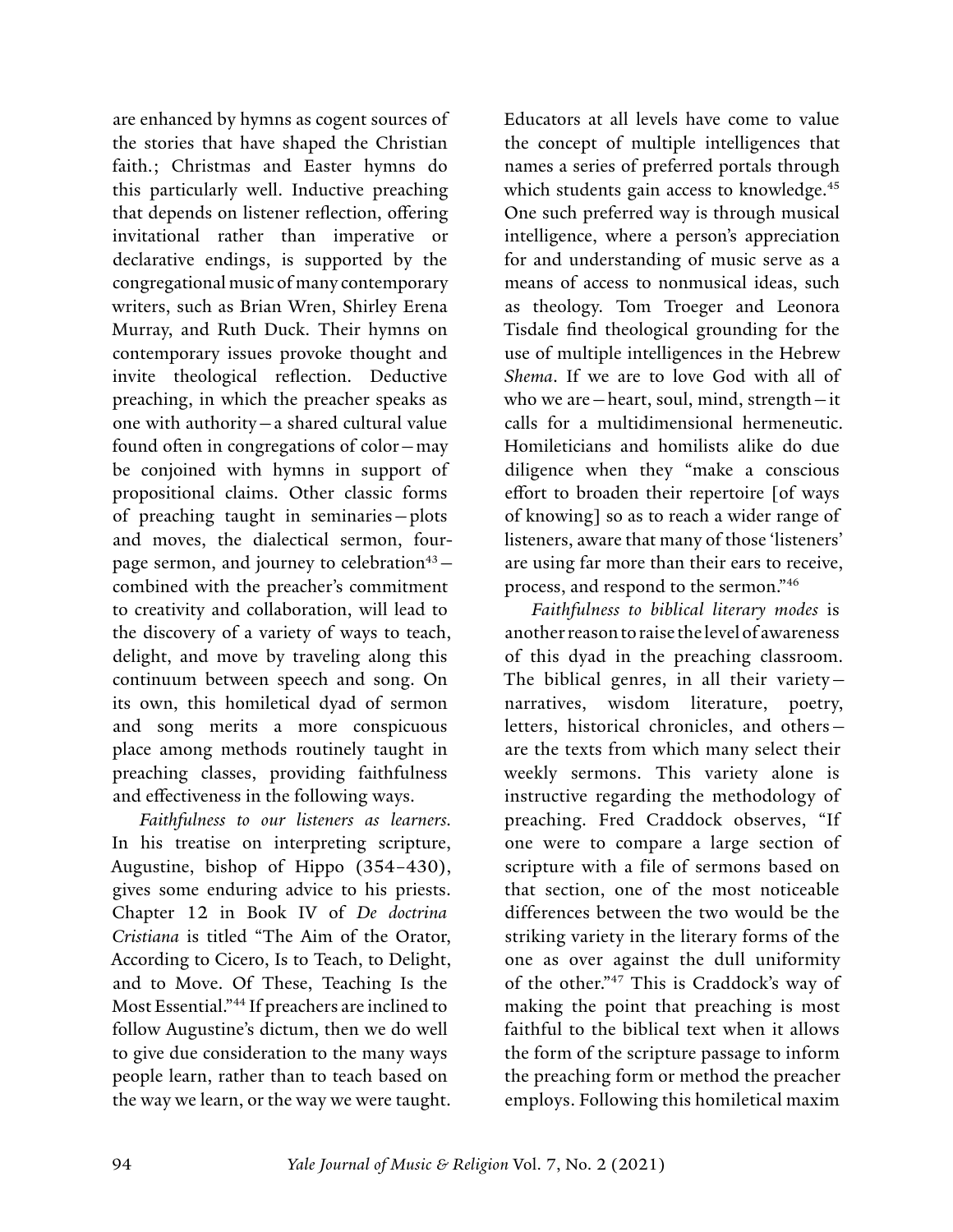are enhanced by hymns as cogent sources of the stories that have shaped the Christian faith.; Christmas and Easter hymns do this particularly well. Inductive preaching that depends on listener reflection, offering invitational rather than imperative or declarative endings, is supported by the congregational music of many contemporary writers, such as Brian Wren, Shirley Erena Murray, and Ruth Duck. Their hymns on contemporary issues provoke thought and invite theological reflection. Deductive preaching, in which the preacher speaks as one with authority—a shared cultural value found often in congregations of color—may be conjoined with hymns in support of propositional claims. Other classic forms of preaching taught in seminaries—plots and moves, the dialectical sermon, four-page sermon, and journey to celebration[43]—combined with the preacher's commitment to creativity and collaboration, will lead to the discovery of a variety of ways to teach, delight, and move by traveling along this continuum between speech and song. On its own, this homiletical dyad of sermon and song merits a more conspicuous place among methods routinely taught in preaching classes, providing faithfulness and effectiveness in the following ways.

*Faithfulness to our listeners as learners.* In his treatise on interpreting scripture, Augustine, bishop of Hippo (354–430), gives some enduring advice to his priests. Chapter 12 in Book IV of *De doctrina Cristiana* is titled "The Aim of the Orator, According to Cicero, Is to Teach, to Delight, and to Move. Of These, Teaching Is the Most Essential."[44] If preachers are inclined to follow Augustine's dictum, then we do well to give due consideration to the many ways people learn, rather than to teach based on the way we learn, or the way we were taught. Educators at all levels have come to value the concept of multiple intelligences that names a series of preferred portals through which students gain access to knowledge.[45] One such preferred way is through musical intelligence, where a person's appreciation for and understanding of music serve as a means of access to nonmusical ideas, such as theology. Tom Troeger and Leonora Tisdale find theological grounding for the use of multiple intelligences in the Hebrew *Shema*. If we are to love God with all of who we are—heart, soul, mind, strength—it calls for a multidimensional hermeneutic. Homileticians and homilists alike do due diligence when they "make a conscious effort to broaden their repertoire [of ways of knowing] so as to reach a wider range of listeners, aware that many of those 'listeners' are using far more than their ears to receive, process, and respond to the sermon."[46]

*Faithfulness to biblical literary modes* is another reason to raise the level of awareness of this dyad in the preaching classroom. The biblical genres, in all their variety—narratives, wisdom literature, poetry, letters, historical chronicles, and others—are the texts from which many select their weekly sermons. This variety alone is instructive regarding the methodology of preaching. Fred Craddock observes, "If one were to compare a large section of scripture with a file of sermons based on that section, one of the most noticeable differences between the two would be the striking variety in the literary forms of the one as over against the dull uniformity of the other."[47] This is Craddock's way of making the point that preaching is most faithful to the biblical text when it allows the form of the scripture passage to inform the preaching form or method the preacher employs. Following this homiletical maxim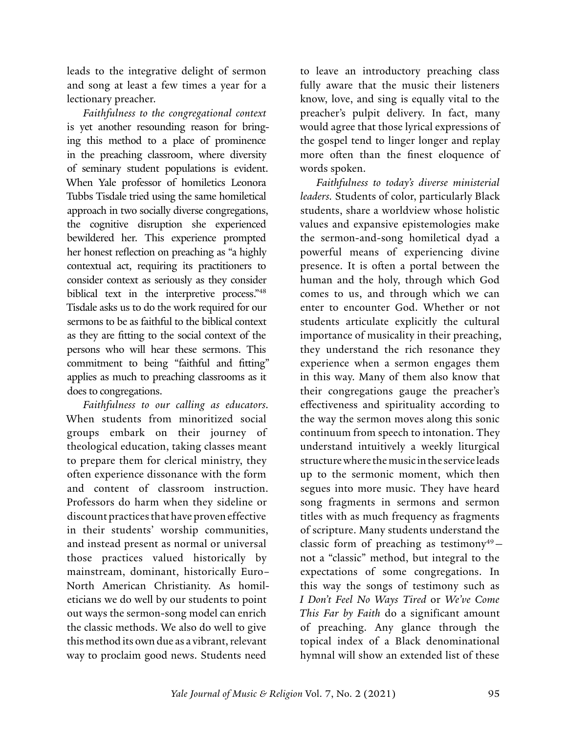leads to the integrative delight of sermon and song at least a few times a year for a lectionary preacher.

*Faithfulness to the congregational context* is yet another resounding reason for bringing this method to a place of prominence in the preaching classroom, where diversity of seminary student populations is evident. When Yale professor of homiletics Leonora Tubbs Tisdale tried using the same homiletical approach in two socially diverse congregations, the cognitive disruption she experienced bewildered her. This experience prompted her honest reflection on preaching as "a highly contextual act, requiring its practitioners to consider context as seriously as they consider biblical text in the interpretive process."[48] Tisdale asks us to do the work required for our sermons to be as faithful to the biblical context as they are fitting to the social context of the persons who will hear these sermons. This commitment to being "faithful and fitting" applies as much to preaching classrooms as it does to congregations.

*Faithfulness to our calling as educators.* When students from minoritized social groups embark on their journey of theological education, taking classes meant to prepare them for clerical ministry, they often experience dissonance with the form and content of classroom instruction. Professors do harm when they sideline or discount practices that have proven effective in their students' worship communities, and instead present as normal or universal those practices valued historically by mainstream, dominant, historically Euro–North American Christianity. As homileticians we do well by our students to point out ways the sermon-song model can enrich the classic methods. We also do well to give this method its own due as a vibrant, relevant way to proclaim good news. Students need to leave an introductory preaching class fully aware that the music their listeners know, love, and sing is equally vital to the preacher's pulpit delivery. In fact, many would agree that those lyrical expressions of the gospel tend to linger longer and replay more often than the finest eloquence of words spoken.

*Faithfulness to today's diverse ministerial leaders.* Students of color, particularly Black students, share a worldview whose holistic values and expansive epistemologies make the sermon-and-song homiletical dyad a powerful means of experiencing divine presence. It is often a portal between the human and the holy, through which God comes to us, and through which we can enter to encounter God. Whether or not students articulate explicitly the cultural importance of musicality in their preaching, they understand the rich resonance they experience when a sermon engages them in this way. Many of them also know that their congregations gauge the preacher's effectiveness and spirituality according to the way the sermon moves along this sonic continuum from speech to intonation. They understand intuitively a weekly liturgical structure where the music in the service leads up to the sermonic moment, which then segues into more music. They have heard song fragments in sermons and sermon titles with as much frequency as fragments of scripture. Many students understand the classic form of preaching as testimony[49]—not a "classic" method, but integral to the expectations of some congregations. In this way the songs of testimony such as *I Don't Feel No Ways Tired* or *We've Come This Far by Faith* do a significant amount of preaching. Any glance through the topical index of a Black denominational hymnal will show an extended list of these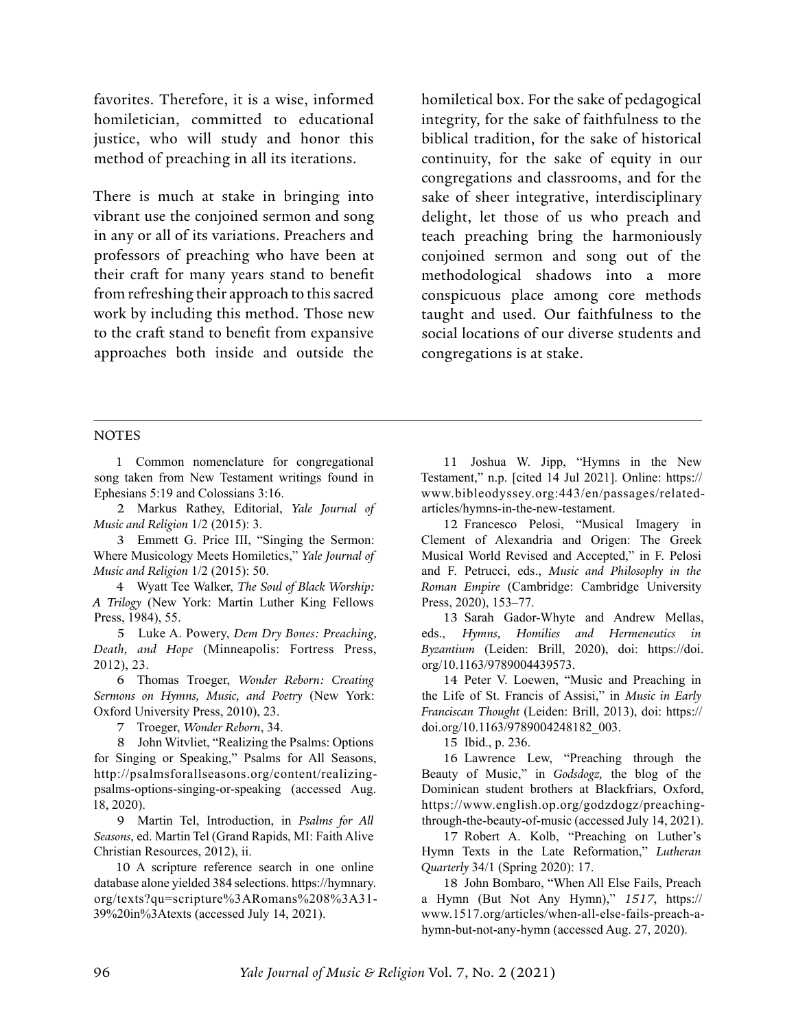favorites. Therefore, it is a wise, informed homiletician, committed to educational justice, who will study and honor this method of preaching in all its iterations.

There is much at stake in bringing into vibrant use the conjoined sermon and song in any or all of its variations. Preachers and professors of preaching who have been at their craft for many years stand to benefit from refreshing their approach to this sacred work by including this method. Those new to the craft stand to benefit from expansive approaches both inside and outside the homiletical box. For the sake of pedagogical integrity, for the sake of faithfulness to the biblical tradition, for the sake of historical continuity, for the sake of equity in our congregations and classrooms, and for the sake of sheer integrative, interdisciplinary delight, let those of us who preach and teach preaching bring the harmoniously conjoined sermon and song out of the methodological shadows into a more conspicuous place among core methods taught and used. Our faithfulness to the social locations of our diverse students and congregations is at stake.

---

NOTES

1 Common nomenclature for congregational song taken from New Testament writings found in Ephesians 5:19 and Colossians 3:16.

2 Markus Rathey, Editorial, *Yale Journal of Music and Religion* 1/2 (2015): 3.

3 Emmett G. Price III, "Singing the Sermon: Where Musicology Meets Homiletics," *Yale Journal of Music and Religion* 1/2 (2015): 50.

4 Wyatt Tee Walker, *The Soul of Black Worship: A Trilogy* (New York: Martin Luther King Fellows Press, 1984), 55.

5 Luke A. Powery, *Dem Dry Bones: Preaching, Death, and Hope* (Minneapolis: Fortress Press, 2012), 23.

6 Thomas Troeger, *Wonder Reborn: Creating Sermons on Hymns, Music, and Poetry* (New York: Oxford University Press, 2010), 23.

7 Troeger, *Wonder Reborn*, 34.

8 John Witvliet, "Realizing the Psalms: Options for Singing or Speaking," Psalms for All Seasons, http://psalmsforallseasons.org/content/realizing-psalms-options-singing-or-speaking (accessed Aug. 18, 2020).

9 Martin Tel, Introduction, in *Psalms for All Seasons*, ed. Martin Tel (Grand Rapids, MI: Faith Alive Christian Resources, 2012), ii.

10 A scripture reference search in one online database alone yielded 384 selections. https://hymnary.org/texts?qu=scripture%3ARomans%208%3A31-39%20in%3Atexts (accessed July 14, 2021).

11 Joshua W. Jipp, "Hymns in the New Testament," n.p. [cited 14 Jul 2021]. Online: https://www.bibleodyssey.org:443/en/passages/related-articles/hymns-in-the-new-testament.

12 Francesco Pelosi, "Musical Imagery in Clement of Alexandria and Origen: The Greek Musical World Revised and Accepted," in F. Pelosi and F. Petrucci, eds., *Music and Philosophy in the Roman Empire* (Cambridge: Cambridge University Press, 2020), 153–77.

13 Sarah Gador-Whyte and Andrew Mellas, eds., *Hymns, Homilies and Hermeneutics in Byzantium* (Leiden: Brill, 2020), doi: https://doi.org/10.1163/9789004439573.

14 Peter V. Loewen, "Music and Preaching in the Life of St. Francis of Assisi," in *Music in Early Franciscan Thought* (Leiden: Brill, 2013), doi: https://doi.org/10.1163/9789004248182_003.

15 Ibid., p. 236.

16 Lawrence Lew, "Preaching through the Beauty of Music," in *Godsdogz,* the blog of the Dominican student brothers at Blackfriars, Oxford, https://www.english.op.org/godzdogz/preaching-through-the-beauty-of-music (accessed July 14, 2021).

17 Robert A. Kolb, "Preaching on Luther's Hymn Texts in the Late Reformation," *Lutheran Quarterly* 34/1 (Spring 2020): 17.

18 John Bombaro, "When All Else Fails, Preach a Hymn (But Not Any Hymn)," *1517*, https://www.1517.org/articles/when-all-else-fails-preach-a-hymn-but-not-any-hymn (accessed Aug. 27, 2020).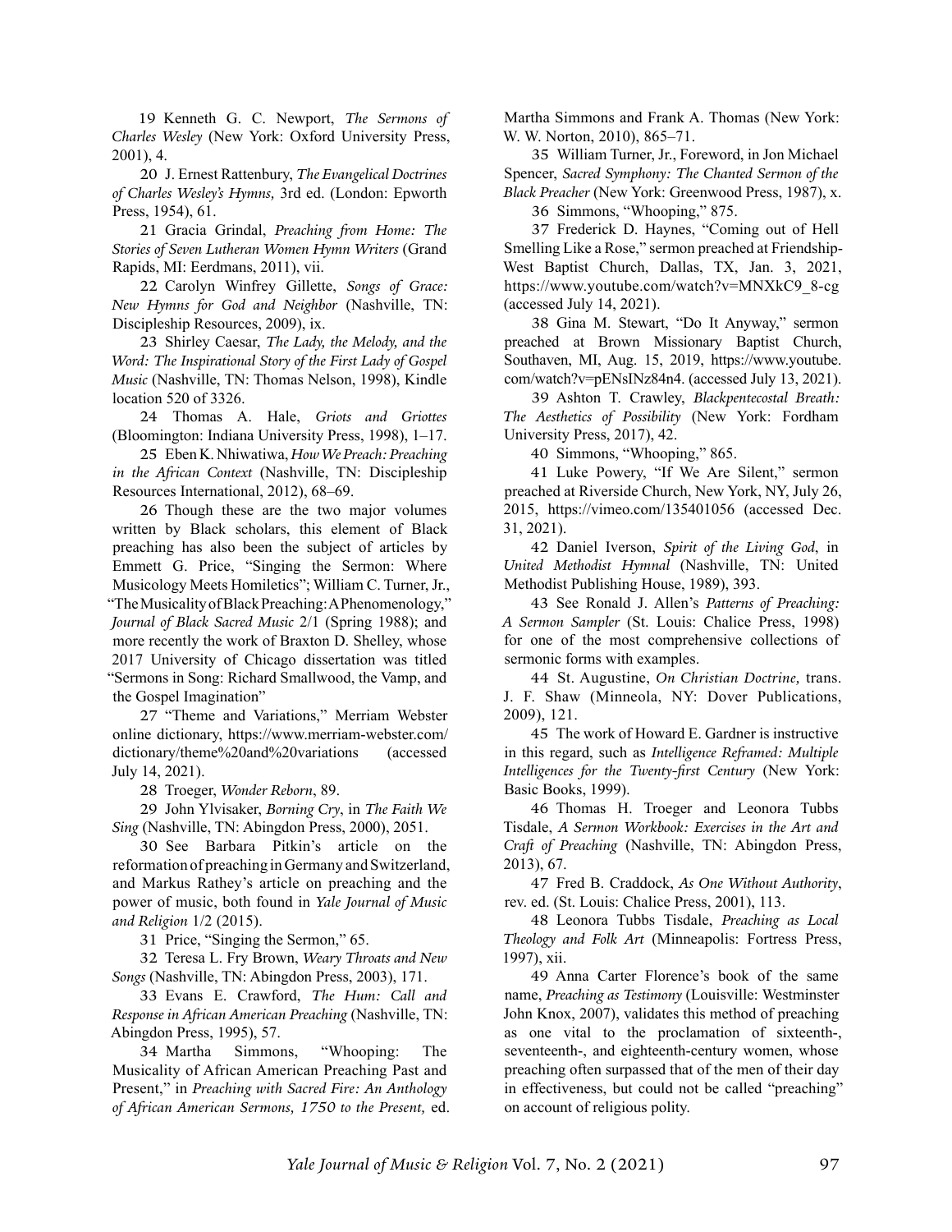19 Kenneth G. C. Newport, *The Sermons of Charles Wesley* (New York: Oxford University Press, 2001), 4.

20 J. Ernest Rattenbury, *The Evangelical Doctrines of Charles Wesley's Hymns,* 3rd ed. (London: Epworth Press, 1954), 61.

21 Gracia Grindal, *Preaching from Home: The Stories of Seven Lutheran Women Hymn Writers* (Grand Rapids, MI: Eerdmans, 2011), vii.

22 Carolyn Winfrey Gillette, *Songs of Grace: New Hymns for God and Neighbor* (Nashville, TN: Discipleship Resources, 2009), ix.

23 Shirley Caesar, *The Lady, the Melody, and the Word: The Inspirational Story of the First Lady of Gospel Music* (Nashville, TN: Thomas Nelson, 1998), Kindle location 520 of 3326.

24 Thomas A. Hale, *Griots and Griottes* (Bloomington: Indiana University Press, 1998), 1–17.

25 Eben K. Nhiwatiwa, *How We Preach: Preaching in the African Context* (Nashville, TN: Discipleship Resources International, 2012), 68–69.

26 Though these are the two major volumes written by Black scholars, this element of Black preaching has also been the subject of articles by Emmett G. Price, "Singing the Sermon: Where Musicology Meets Homiletics"; William C. Turner, Jr., "The Musicality of Black Preaching: A Phenomenology," *Journal of Black Sacred Music* 2/1 (Spring 1988); and more recently the work of Braxton D. Shelley, whose 2017 University of Chicago dissertation was titled "Sermons in Song: Richard Smallwood, the Vamp, and the Gospel Imagination"

27 "Theme and Variations," Merriam Webster online dictionary, https://www.merriam-webster.com/dictionary/theme%20and%20variations (accessed July 14, 2021).

28 Troeger, *Wonder Reborn*, 89.

29 John Ylvisaker, *Borning Cry*, in *The Faith We Sing* (Nashville, TN: Abingdon Press, 2000), 2051.

30 See Barbara Pitkin's article on the reformation of preaching in Germany and Switzerland, and Markus Rathey's article on preaching and the power of music, both found in *Yale Journal of Music and Religion* 1/2 (2015).

31 Price, "Singing the Sermon," 65.

32 Teresa L. Fry Brown, *Weary Throats and New Songs* (Nashville, TN: Abingdon Press, 2003), 171.

33 Evans E. Crawford, *The Hum: Call and Response in African American Preaching* (Nashville, TN: Abingdon Press, 1995), 57.

34 Martha Simmons, "Whooping: The Musicality of African American Preaching Past and Present," in *Preaching with Sacred Fire: An Anthology of African American Sermons, 1750 to the Present,* ed. Martha Simmons and Frank A. Thomas (New York: W. W. Norton, 2010), 865–71.

35 William Turner, Jr., Foreword, in Jon Michael Spencer, *Sacred Symphony: The Chanted Sermon of the Black Preacher* (New York: Greenwood Press, 1987), x.

36 Simmons, "Whooping," 875.

37 Frederick D. Haynes, "Coming out of Hell Smelling Like a Rose," sermon preached at Friendship-West Baptist Church, Dallas, TX, Jan. 3, 2021, https://www.youtube.com/watch?v=MNXkC9_8-cg (accessed July 14, 2021).

38 Gina M. Stewart, "Do It Anyway," sermon preached at Brown Missionary Baptist Church, Southaven, MI, Aug. 15, 2019, https://www.youtube.com/watch?v=pENsINz84n4. (accessed July 13, 2021).

39 Ashton T. Crawley, *Blackpentecostal Breath: The Aesthetics of Possibility* (New York: Fordham University Press, 2017), 42.

40 Simmons, "Whooping," 865.

41 Luke Powery, "If We Are Silent," sermon preached at Riverside Church, New York, NY, July 26, 2015, https://vimeo.com/135401056 (accessed Dec. 31, 2021).

42 Daniel Iverson, *Spirit of the Living God*, in *United Methodist Hymnal* (Nashville, TN: United Methodist Publishing House, 1989), 393.

43 See Ronald J. Allen's *Patterns of Preaching: A Sermon Sampler* (St. Louis: Chalice Press, 1998) for one of the most comprehensive collections of sermonic forms with examples.

44 St. Augustine, *On Christian Doctrine,* trans. J. F. Shaw (Minneola, NY: Dover Publications, 2009), 121.

45 The work of Howard E. Gardner is instructive in this regard, such as *Intelligence Reframed: Multiple Intelligences for the Twenty-first Century* (New York: Basic Books, 1999).

46 Thomas H. Troeger and Leonora Tubbs Tisdale, *A Sermon Workbook: Exercises in the Art and Craft of Preaching* (Nashville, TN: Abingdon Press, 2013), 67.

47 Fred B. Craddock, *As One Without Authority*, rev. ed. (St. Louis: Chalice Press, 2001), 113.

48 Leonora Tubbs Tisdale, *Preaching as Local Theology and Folk Art* (Minneapolis: Fortress Press, 1997), xii.

49 Anna Carter Florence's book of the same name, *Preaching as Testimony* (Louisville: Westminster John Knox, 2007), validates this method of preaching as one vital to the proclamation of sixteenth-, seventeenth-, and eighteenth-century women, whose preaching often surpassed that of the men of their day in effectiveness, but could not be called "preaching" on account of religious polity.